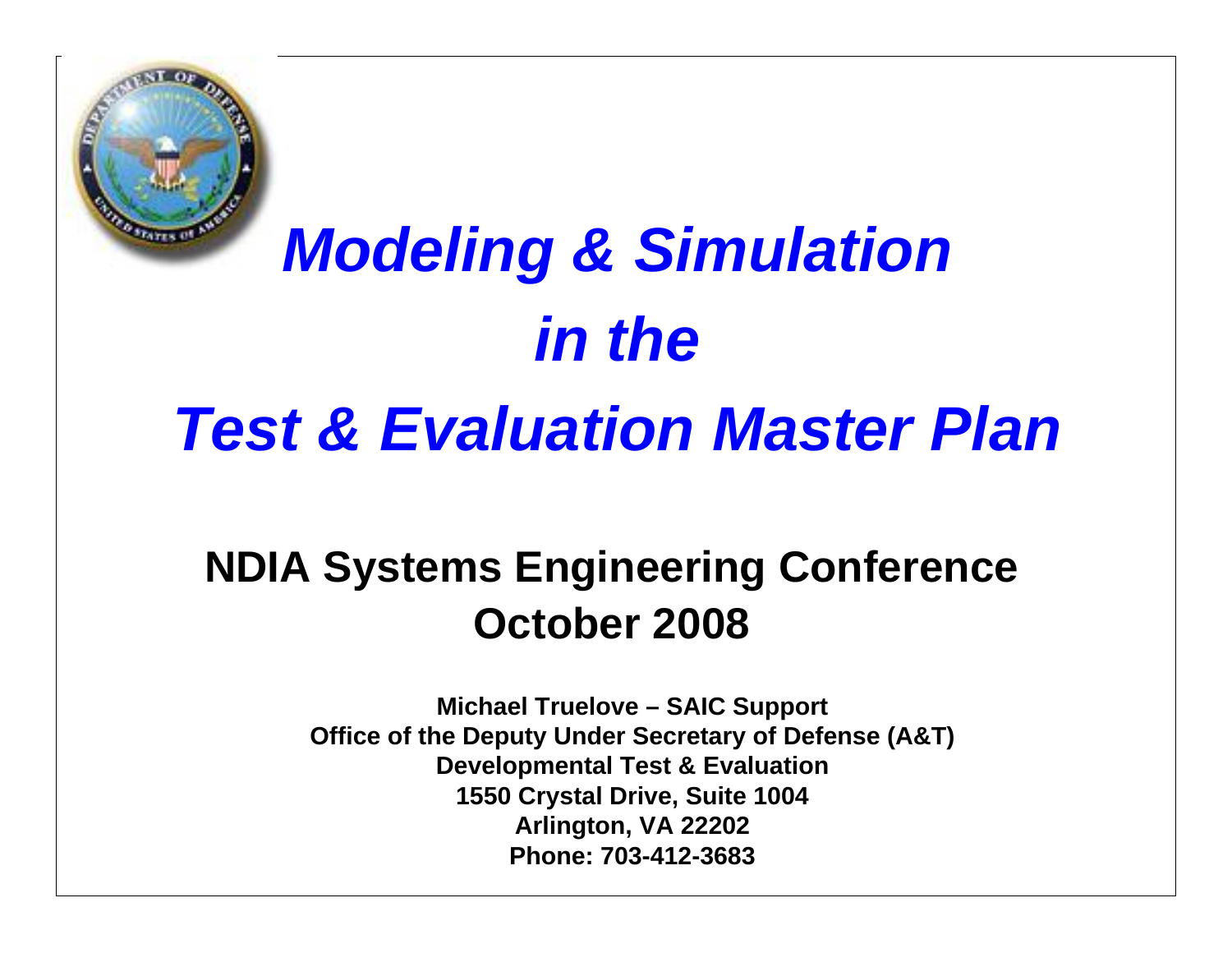# *Modeling & Simulation in the Test & Evaluation Master Plan*

## NDIA Systems Engineering Conference
## October 2008

**Michael Truelove – SAIC Support**
**Office of the Deputy Under Secretary of Defense (A&T)**
**Developmental Test & Evaluation**
**1550 Crystal Drive, Suite 1004**
**Arlington, VA 22202**
**Phone: 703-412-3683**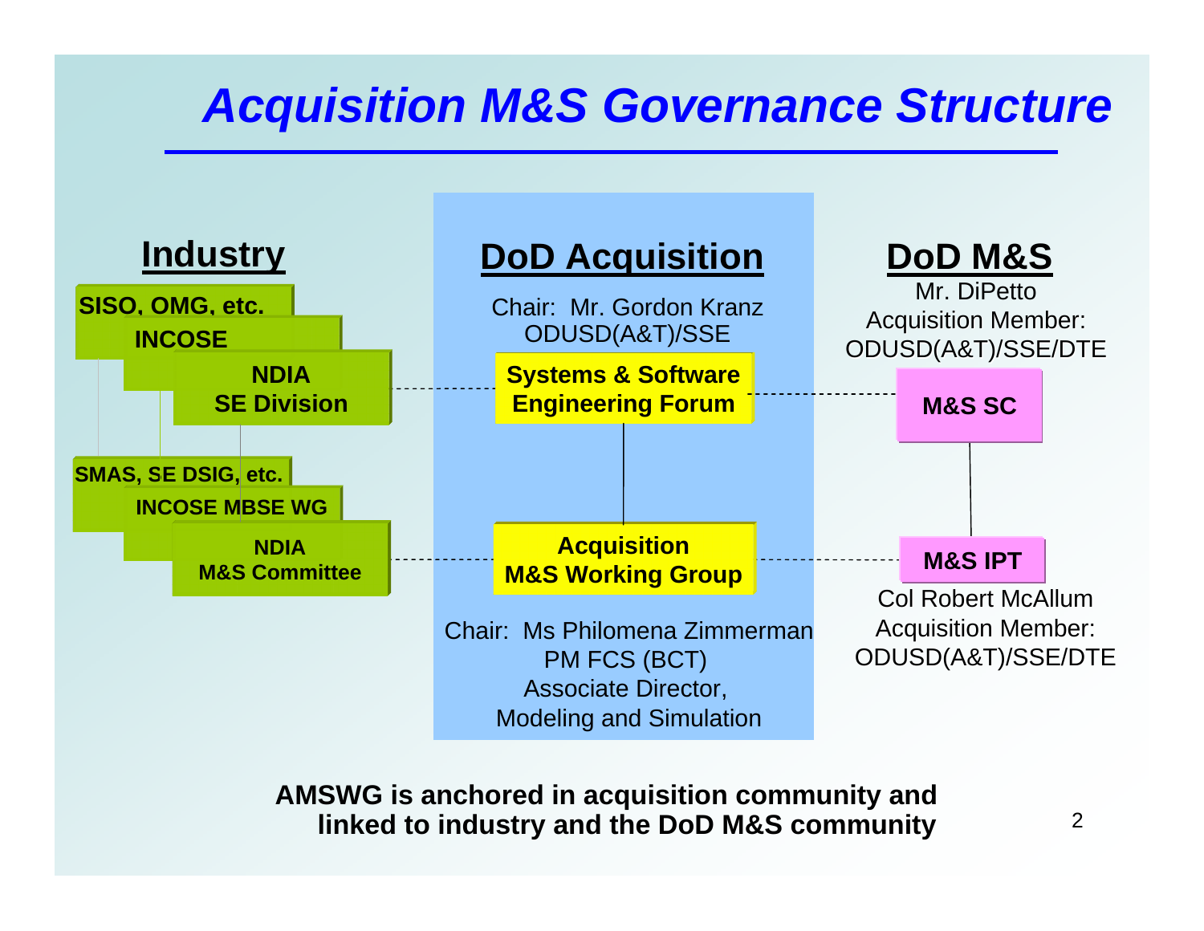# Acquisition M&S Governance Structure

## Industry

- SISO, OMG, etc.
- INCOSE
- NDIA SE Division
- SMAS, SE DSIG, etc.
- INCOSE MBSE WG
- NDIA M&S Committee

## DoD Acquisition

Chair: Mr. Gordon Kranz
ODUSD(A&T)/SSE

**Systems & Software Engineering Forum**

**Acquisition M&S Working Group**

Chair: Ms Philomena Zimmerman
PM FCS (BCT)
Associate Director,
Modeling and Simulation

## DoD M&S

Mr. DiPetto
Acquisition Member:
ODUSD(A&T)/SSE/DTE

**M&S SC**

**M&S IPT**

Col Robert McAllum
Acquisition Member:
ODUSD(A&T)/SSE/DTE

**AMSWG is anchored in acquisition community and linked to industry and the DoD M&S community**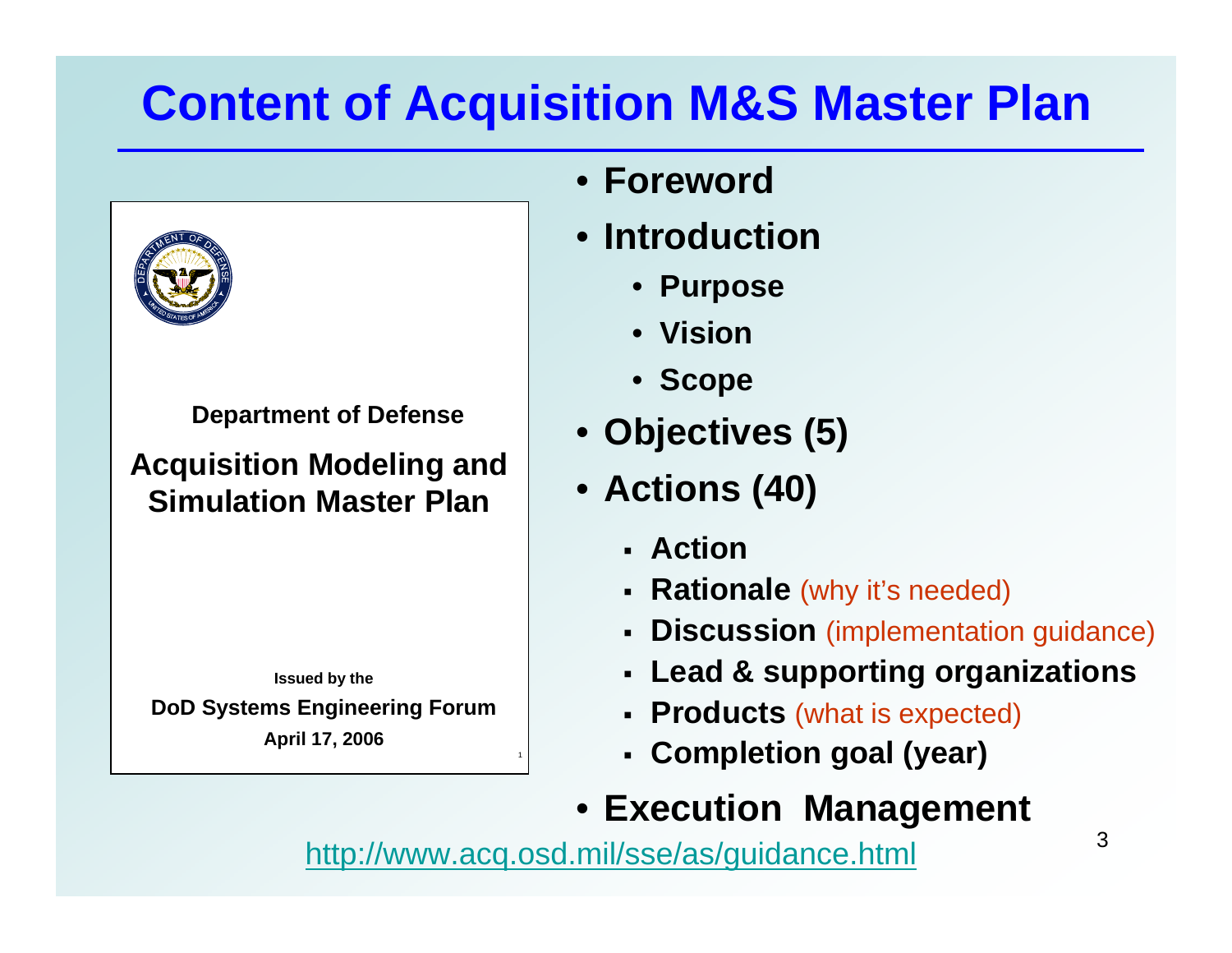# Content of Acquisition M&S Master Plan

Department of Defense

**Acquisition Modeling and Simulation Master Plan**

Issued by the
DoD Systems Engineering Forum
April 17, 2006

- **Foreword**
- **Introduction**
  - **Purpose**
  - **Vision**
  - **Scope**
- **Objectives (5)**
- **Actions (40)**
  - **Action**
  - **Rationale** (why it's needed)
  - **Discussion** (implementation guidance)
  - **Lead & supporting organizations**
  - **Products** (what is expected)
  - **Completion goal (year)**
- **Execution Management**

http://www.acq.osd.mil/sse/as/guidance.html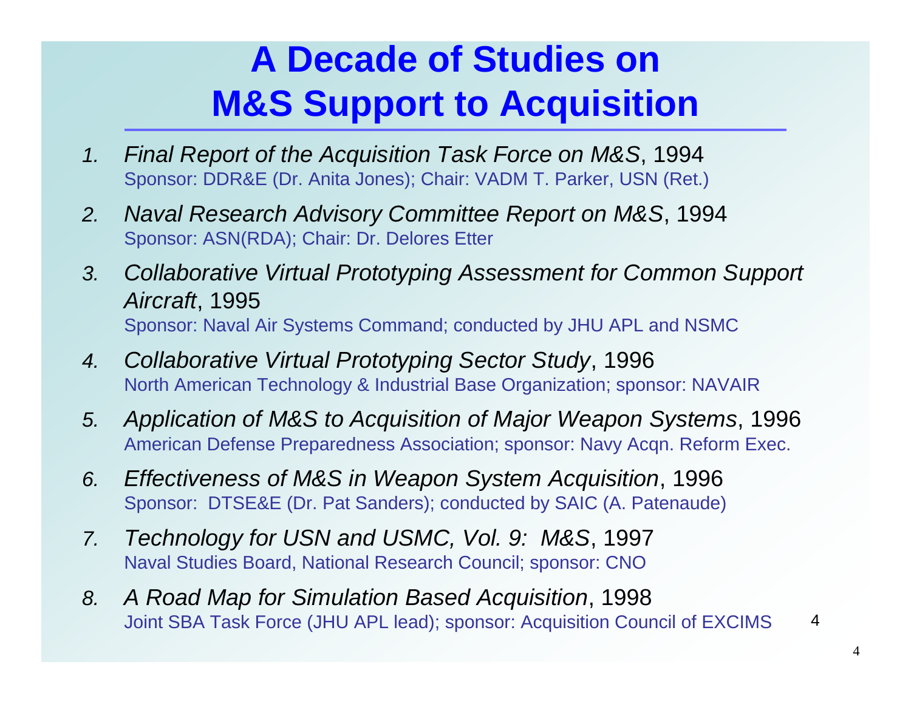# A Decade of Studies on M&S Support to Acquisition

1. *Final Report of the Acquisition Task Force on M&S*, 1994
   Sponsor: DDR&E (Dr. Anita Jones); Chair: VADM T. Parker, USN (Ret.)
2. *Naval Research Advisory Committee Report on M&S*, 1994
   Sponsor: ASN(RDA); Chair: Dr. Delores Etter
3. *Collaborative Virtual Prototyping Assessment for Common Support Aircraft*, 1995
   Sponsor: Naval Air Systems Command; conducted by JHU APL and NSMC
4. *Collaborative Virtual Prototyping Sector Study*, 1996
   North American Technology & Industrial Base Organization; sponsor: NAVAIR
5. *Application of M&S to Acquisition of Major Weapon Systems*, 1996
   American Defense Preparedness Association; sponsor: Navy Acqn. Reform Exec.
6. *Effectiveness of M&S in Weapon System Acquisition*, 1996
   Sponsor: DTSE&E (Dr. Pat Sanders); conducted by SAIC (A. Patenaude)
7. *Technology for USN and USMC, Vol. 9: M&S*, 1997
   Naval Studies Board, National Research Council; sponsor: CNO
8. *A Road Map for Simulation Based Acquisition*, 1998
   Joint SBA Task Force (JHU APL lead); sponsor: Acquisition Council of EXCIMS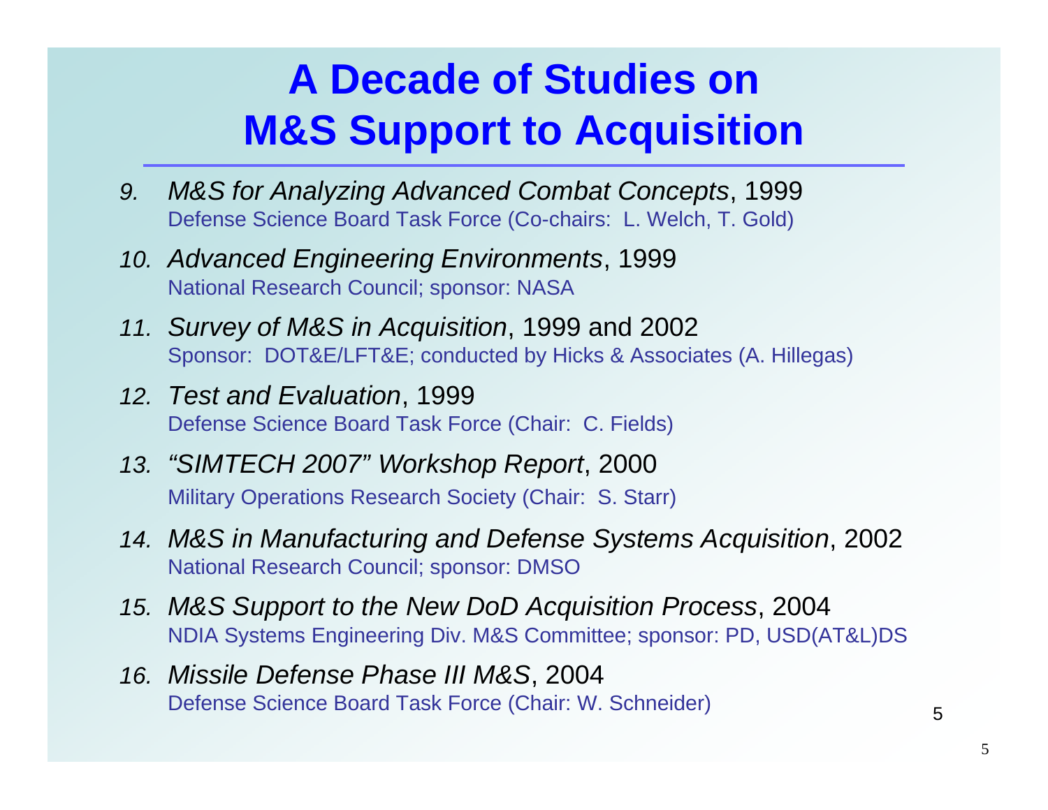# A Decade of Studies on M&S Support to Acquisition

9. *M&S for Analyzing Advanced Combat Concepts*, 1999
   Defense Science Board Task Force (Co-chairs: L. Welch, T. Gold)
10. *Advanced Engineering Environments*, 1999
    National Research Council; sponsor: NASA
11. *Survey of M&S in Acquisition*, 1999 and 2002
    Sponsor: DOT&E/LFT&E; conducted by Hicks & Associates (A. Hillegas)
12. *Test and Evaluation*, 1999
    Defense Science Board Task Force (Chair: C. Fields)
13. *"SIMTECH 2007" Workshop Report*, 2000
    Military Operations Research Society (Chair: S. Starr)
14. *M&S in Manufacturing and Defense Systems Acquisition*, 2002
    National Research Council; sponsor: DMSO
15. *M&S Support to the New DoD Acquisition Process*, 2004
    NDIA Systems Engineering Div. M&S Committee; sponsor: PD, USD(AT&L)DS
16. *Missile Defense Phase III M&S*, 2004
    Defense Science Board Task Force (Chair: W. Schneider)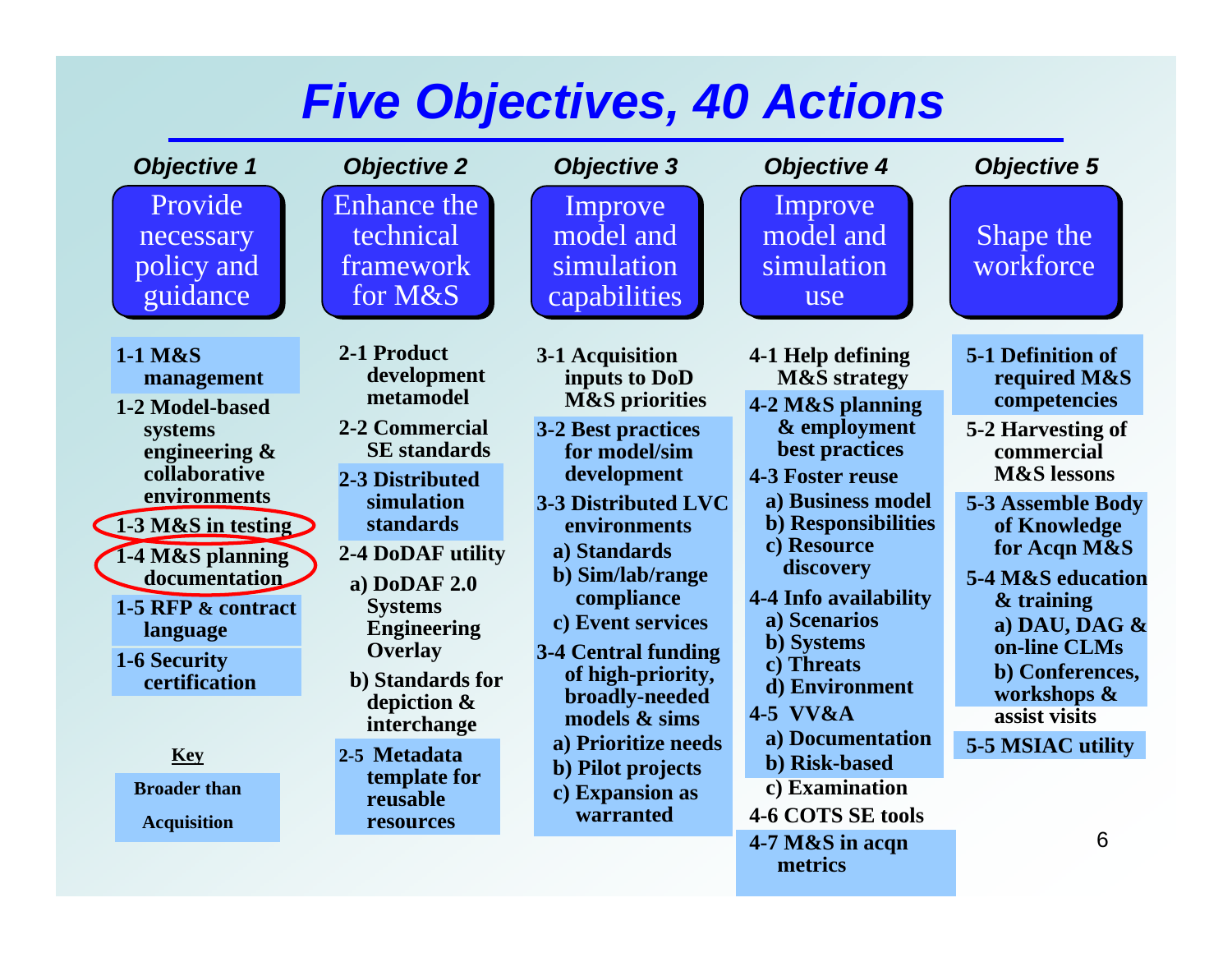# Five Objectives, 40 Actions

### *Objective 1*

**Provide necessary policy and guidance**

- **1-1 M&S management**
- **1-2 Model-based systems engineering & collaborative environments**
- **1-3 M&S in testing**
- **1-4 M&S planning documentation**
- **1-5 RFP & contract language**
- **1-6 Security certification**

### *Objective 2*

**Enhance the technical framework for M&S**

- **2-1 Product development metamodel**
- **2-2 Commercial SE standards**
- **2-3 Distributed simulation standards**
- **2-4 DoDAF utility**
  - **a) DoDAF 2.0 Systems Engineering Overlay**
  - **b) Standards for depiction & interchange**
- **2-5 Metadata template for reusable resources**

### *Objective 3*

**Improve model and simulation capabilities**

- **3-1 Acquisition inputs to DoD M&S priorities**
- **3-2 Best practices for model/sim development**
- **3-3 Distributed LVC environments**
  - **a) Standards**
  - **b) Sim/lab/range compliance**
  - **c) Event services**
- **3-4 Central funding of high-priority, broadly-needed models & sims**
  - **a) Prioritize needs**
  - **b) Pilot projects**
  - **c) Expansion as warranted**

### *Objective 4*

**Improve model and simulation use**

- **4-1 Help defining M&S strategy**
- **4-2 M&S planning & employment best practices**
- **4-3 Foster reuse**
  - **a) Business model**
  - **b) Responsibilities**
  - **c) Resource discovery**
- **4-4 Info availability**
  - **a) Scenarios**
  - **b) Systems**
  - **c) Threats**
  - **d) Environment**
- **4-5 VV&A**
  - **a) Documentation**
  - **b) Risk-based**
  - **c) Examination**
- **4-6 COTS SE tools**
- **4-7 M&S in acqn metrics**

### *Objective 5*

**Shape the workforce**

- **5-1 Definition of required M&S competencies**
- **5-2 Harvesting of commercial M&S lessons**
- **5-3 Assemble Body of Knowledge for Acqn M&S**
- **5-4 M&S education & training**
  - **a) DAU, DAG & on-line CLMs**
  - **b) Conferences, workshops & assist visits**
- **5-5 MSIAC utility**

**Key**

**Broader than Acquisition**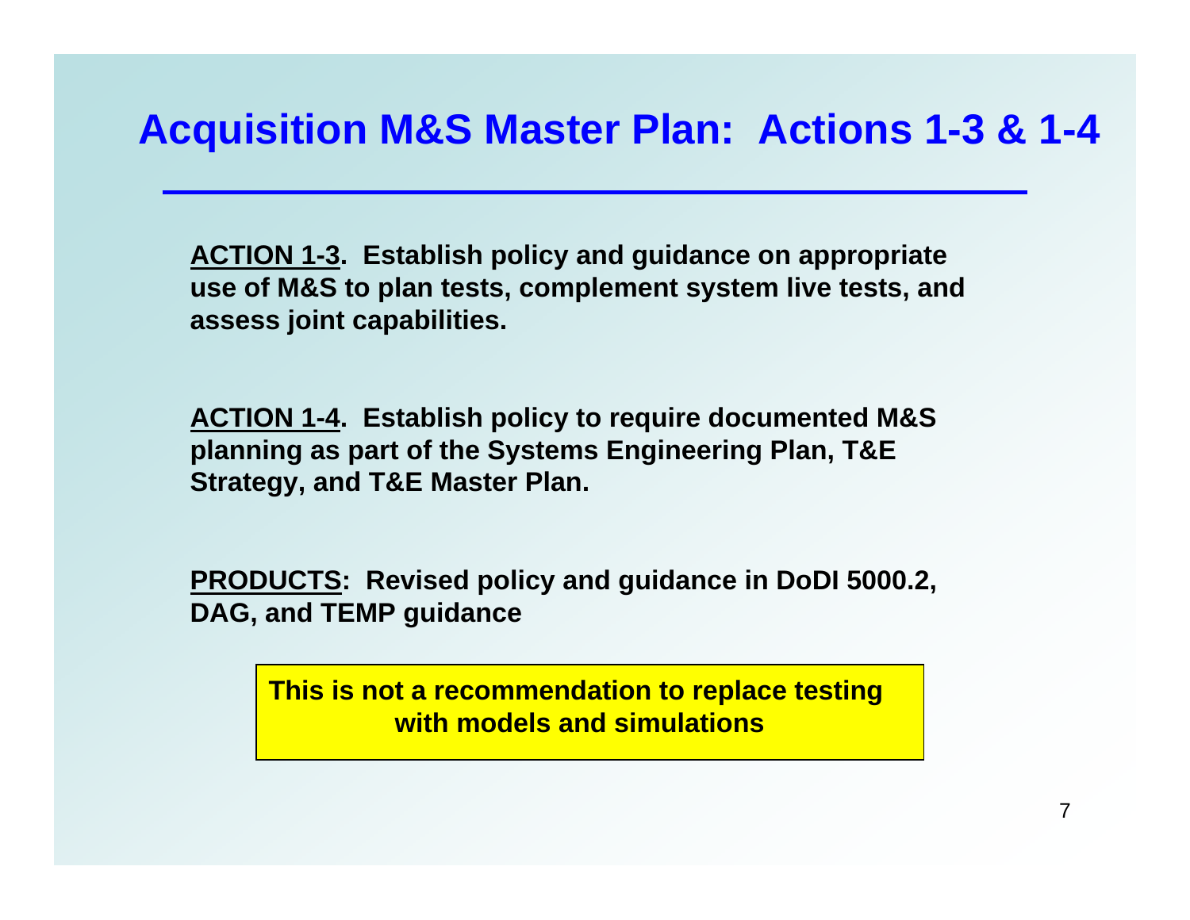# Acquisition M&S Master Plan: Actions 1-3 & 1-4

**ACTION 1-3. Establish policy and guidance on appropriate use of M&S to plan tests, complement system live tests, and assess joint capabilities.**

**ACTION 1-4. Establish policy to require documented M&S planning as part of the Systems Engineering Plan, T&E Strategy, and T&E Master Plan.**

**PRODUCTS: Revised policy and guidance in DoDI 5000.2, DAG, and TEMP guidance**

**This is not a recommendation to replace testing with models and simulations**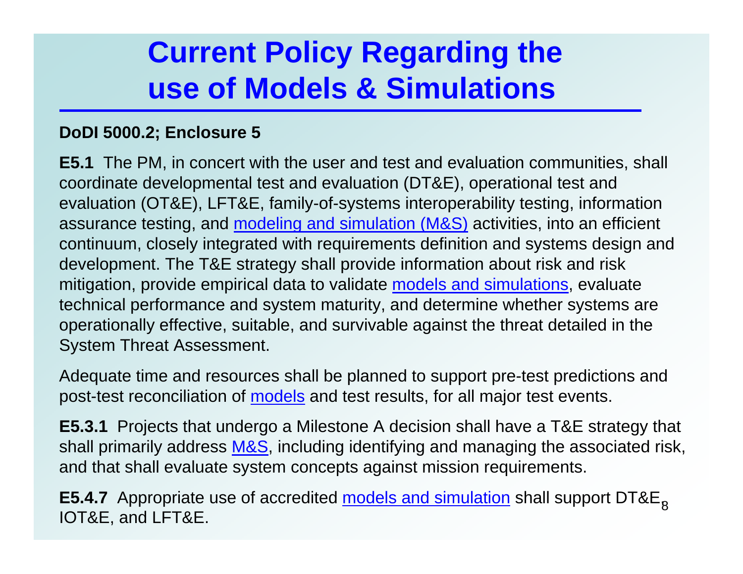# Current Policy Regarding the use of Models & Simulations

**DoDI 5000.2; Enclosure 5**

**E5.1** The PM, in concert with the user and test and evaluation communities, shall coordinate developmental test and evaluation (DT&E), operational test and evaluation (OT&E), LFT&E, family-of-systems interoperability testing, information assurance testing, and modeling and simulation (M&S) activities, into an efficient continuum, closely integrated with requirements definition and systems design and development. The T&E strategy shall provide information about risk and risk mitigation, provide empirical data to validate models and simulations, evaluate technical performance and system maturity, and determine whether systems are operationally effective, suitable, and survivable against the threat detailed in the System Threat Assessment.

Adequate time and resources shall be planned to support pre-test predictions and post-test reconciliation of models and test results, for all major test events.

**E5.3.1** Projects that undergo a Milestone A decision shall have a T&E strategy that shall primarily address M&S, including identifying and managing the associated risk, and that shall evaluate system concepts against mission requirements.

**E5.4.7** Appropriate use of accredited models and simulation shall support DT&E, IOT&E, and LFT&E.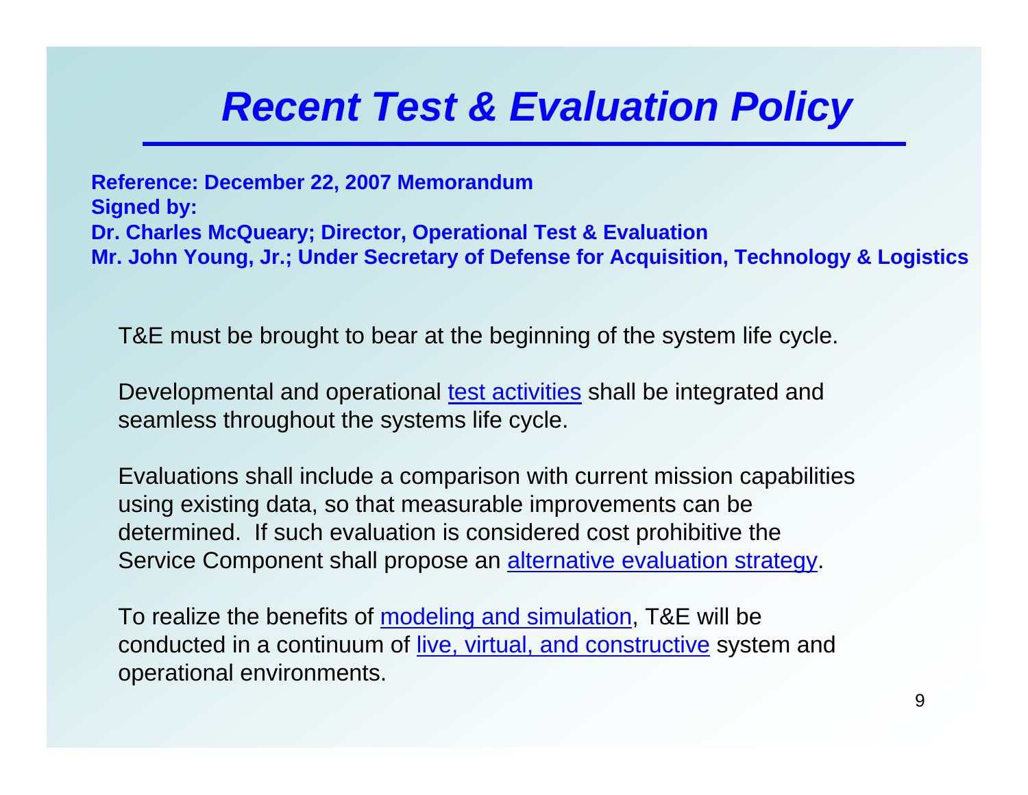# *Recent Test & Evaluation Policy*

**Reference: December 22, 2007 Memorandum**
**Signed by:**
**Dr. Charles McQueary; Director, Operational Test & Evaluation**
**Mr. John Young, Jr.; Under Secretary of Defense for Acquisition, Technology & Logistics**

T&E must be brought to bear at the beginning of the system life cycle.

Developmental and operational test activities shall be integrated and seamless throughout the systems life cycle.

Evaluations shall include a comparison with current mission capabilities using existing data, so that measurable improvements can be determined. If such evaluation is considered cost prohibitive the Service Component shall propose an alternative evaluation strategy.

To realize the benefits of modeling and simulation, T&E will be conducted in a continuum of live, virtual, and constructive system and operational environments.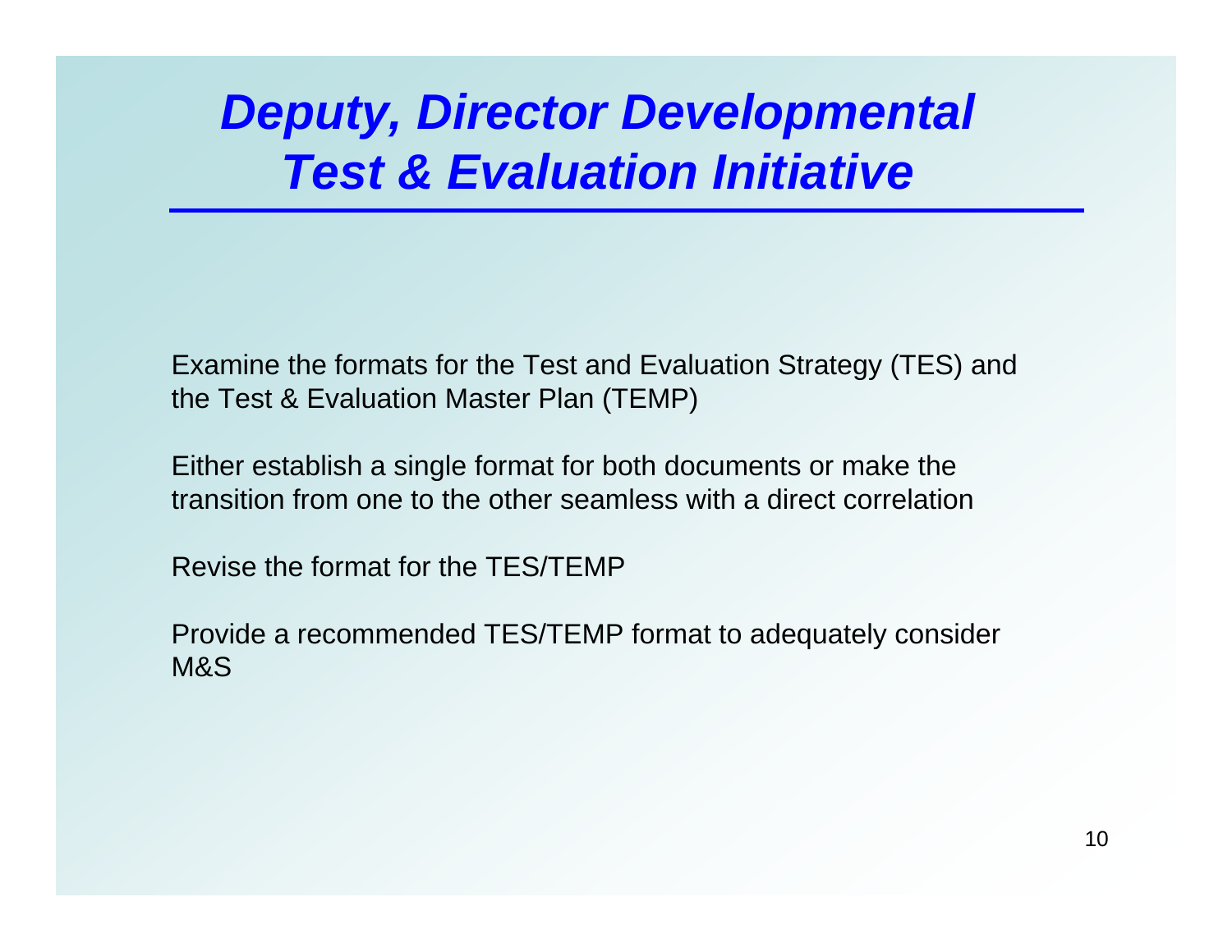# *Deputy, Director Developmental Test & Evaluation Initiative*

Examine the formats for the Test and Evaluation Strategy (TES) and the Test & Evaluation Master Plan (TEMP)

Either establish a single format for both documents or make the transition from one to the other seamless with a direct correlation

Revise the format for the TES/TEMP

Provide a recommended TES/TEMP format to adequately consider M&S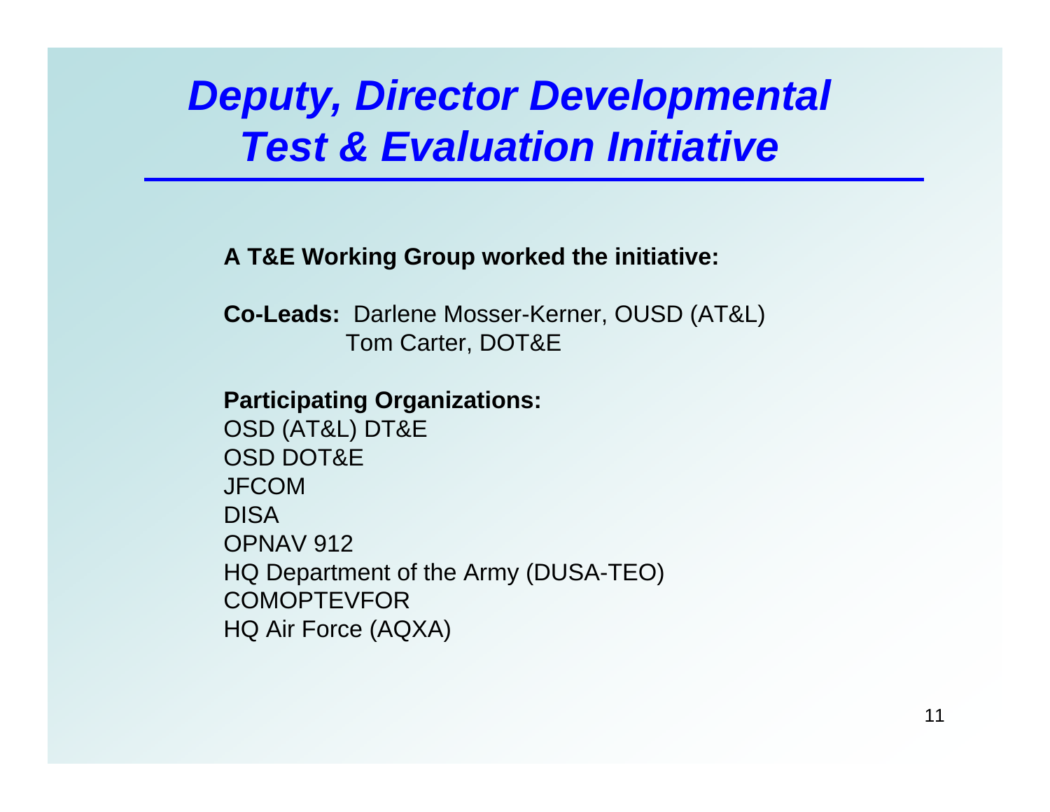# *Deputy, Director Developmental Test & Evaluation Initiative*

**A T&E Working Group worked the initiative:**

**Co-Leads:** Darlene Mosser-Kerner, OUSD (AT&L)
Tom Carter, DOT&E

**Participating Organizations:**

OSD (AT&L) DT&E
OSD DOT&E
JFCOM
DISA
OPNAV 912
HQ Department of the Army (DUSA-TEO)
COMOPTEVFOR
HQ Air Force (AQXA)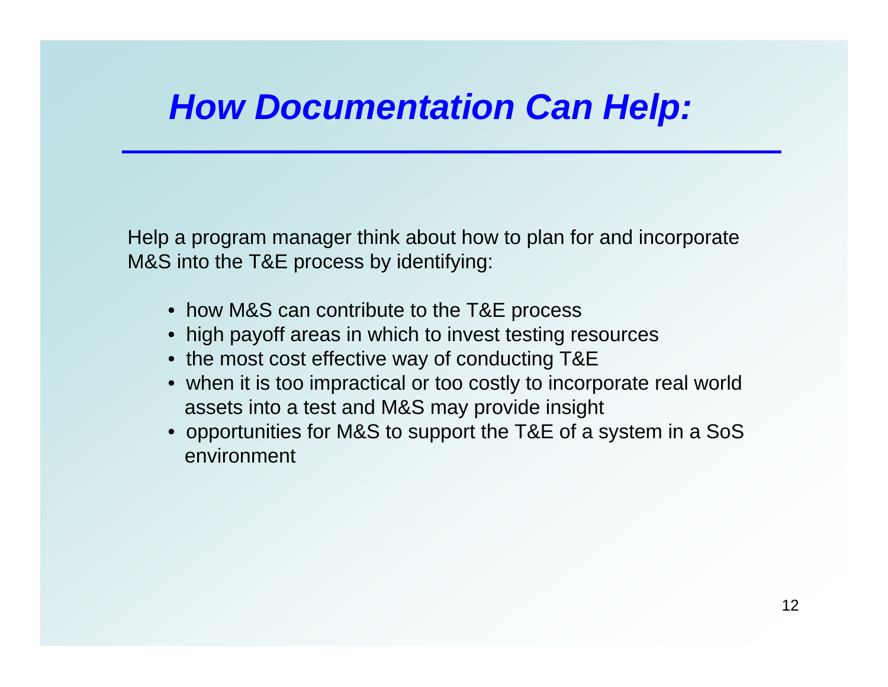# *How Documentation Can Help:*

Help a program manager think about how to plan for and incorporate M&S into the T&E process by identifying:

- how M&S can contribute to the T&E process
- high payoff areas in which to invest testing resources
- the most cost effective way of conducting T&E
- when it is too impractical or too costly to incorporate real world assets into a test and M&S may provide insight
- opportunities for M&S to support the T&E of a system in a SoS environment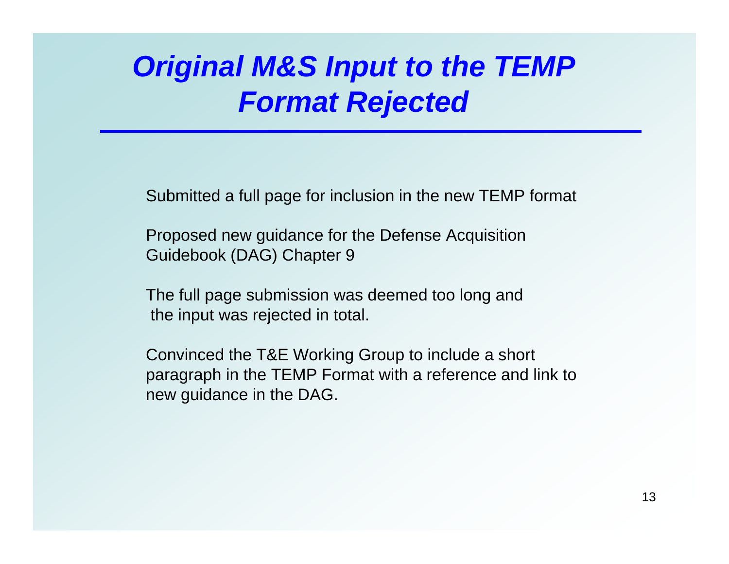# *Original M&S Input to the TEMP Format Rejected*

Submitted a full page for inclusion in the new TEMP format

Proposed new guidance for the Defense Acquisition Guidebook (DAG) Chapter 9

The full page submission was deemed too long and the input was rejected in total.

Convinced the T&E Working Group to include a short paragraph in the TEMP Format with a reference and link to new guidance in the DAG.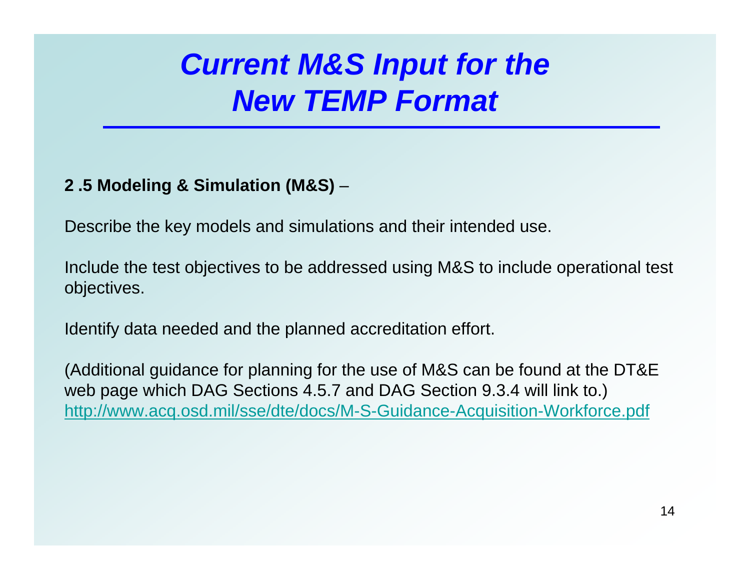# *Current M&S Input for the New TEMP Format*

**2 .5 Modeling & Simulation (M&S)** –

Describe the key models and simulations and their intended use.

Include the test objectives to be addressed using M&S to include operational test objectives.

Identify data needed and the planned accreditation effort.

(Additional guidance for planning for the use of M&S can be found at the DT&E web page which DAG Sections 4.5.7 and DAG Section 9.3.4 will link to.)
http://www.acq.osd.mil/sse/dte/docs/M-S-Guidance-Acquisition-Workforce.pdf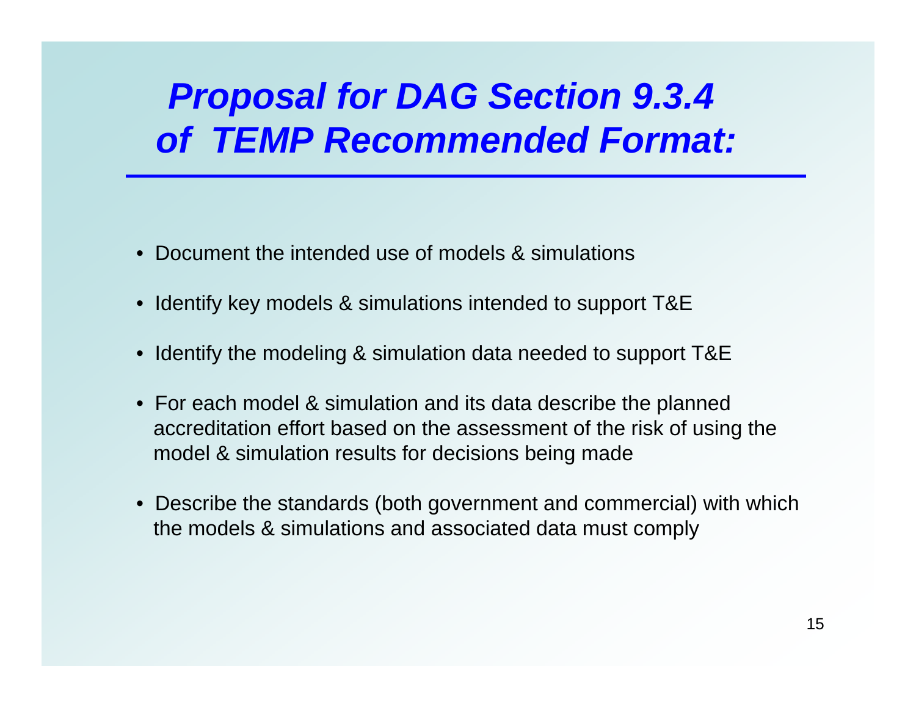# *Proposal for DAG Section 9.3.4 of TEMP Recommended Format:*

- Document the intended use of models & simulations
- Identify key models & simulations intended to support T&E
- Identify the modeling & simulation data needed to support T&E
- For each model & simulation and its data describe the planned accreditation effort based on the assessment of the risk of using the model & simulation results for decisions being made
- Describe the standards (both government and commercial) with which the models & simulations and associated data must comply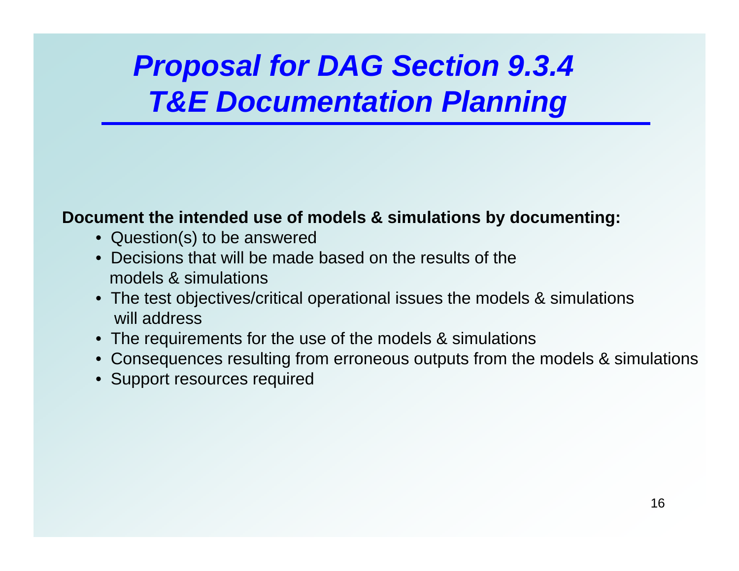# *Proposal for DAG Section 9.3.4 T&E Documentation Planning*

**Document the intended use of models & simulations by documenting:**

- Question(s) to be answered
- Decisions that will be made based on the results of the models & simulations
- The test objectives/critical operational issues the models & simulations will address
- The requirements for the use of the models & simulations
- Consequences resulting from erroneous outputs from the models & simulations
- Support resources required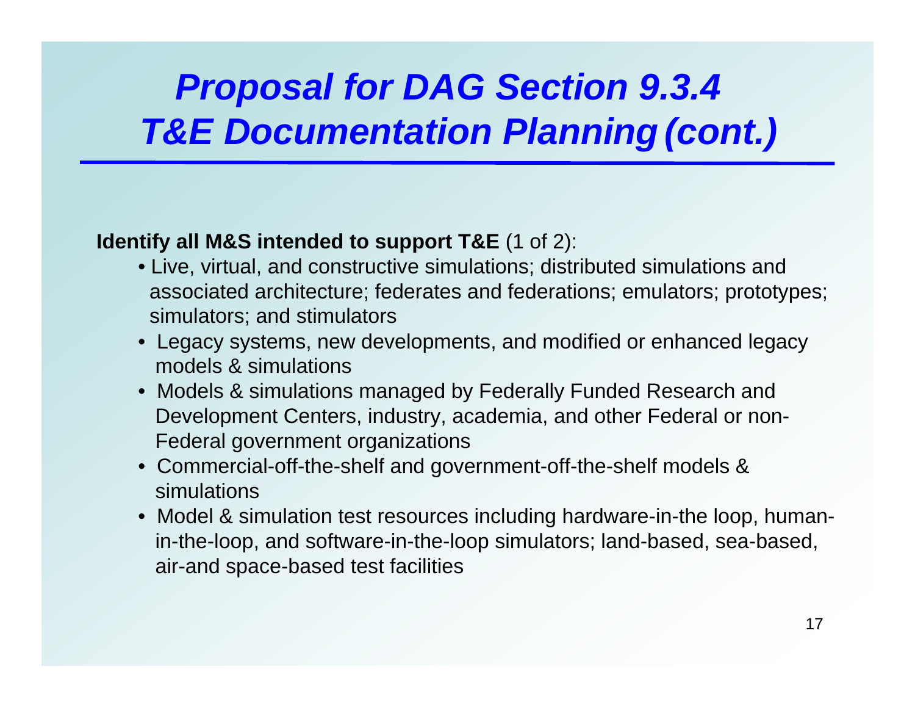# *Proposal for DAG Section 9.3.4 T&E Documentation Planning (cont.)*

**Identify all M&S intended to support T&E** (1 of 2):

- Live, virtual, and constructive simulations; distributed simulations and associated architecture; federates and federations; emulators; prototypes; simulators; and stimulators
- Legacy systems, new developments, and modified or enhanced legacy models & simulations
- Models & simulations managed by Federally Funded Research and Development Centers, industry, academia, and other Federal or non-Federal government organizations
- Commercial-off-the-shelf and government-off-the-shelf models & simulations
- Model & simulation test resources including hardware-in the loop, human-in-the-loop, and software-in-the-loop simulators; land-based, sea-based, air-and space-based test facilities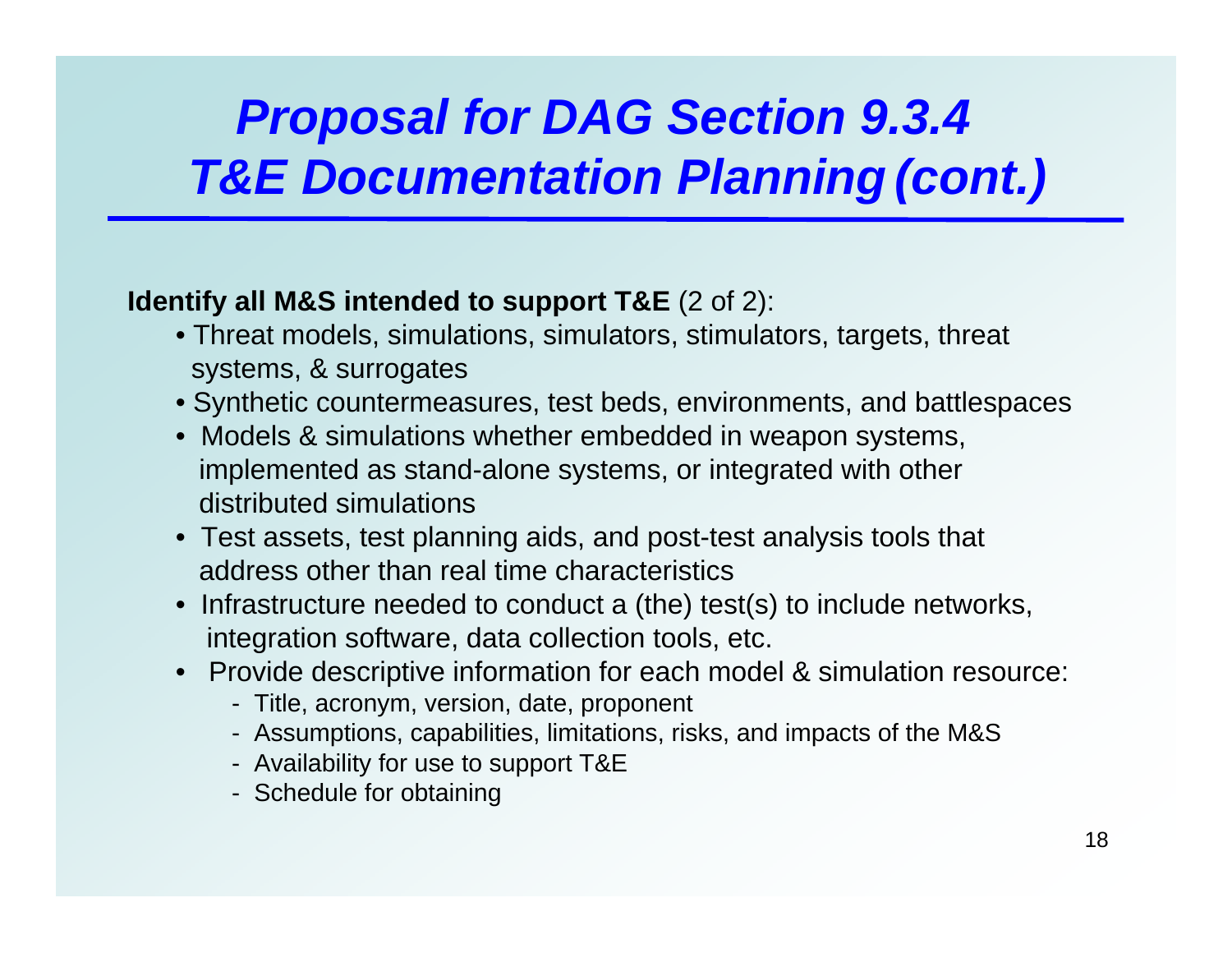# *Proposal for DAG Section 9.3.4 T&E Documentation Planning (cont.)*

**Identify all M&S intended to support T&E** (2 of 2):

- Threat models, simulations, simulators, stimulators, targets, threat systems, & surrogates
- Synthetic countermeasures, test beds, environments, and battlespaces
- Models & simulations whether embedded in weapon systems, implemented as stand-alone systems, or integrated with other distributed simulations
- Test assets, test planning aids, and post-test analysis tools that address other than real time characteristics
- Infrastructure needed to conduct a (the) test(s) to include networks, integration software, data collection tools, etc.
- Provide descriptive information for each model & simulation resource:
  - Title, acronym, version, date, proponent
  - Assumptions, capabilities, limitations, risks, and impacts of the M&S
  - Availability for use to support T&E
  - Schedule for obtaining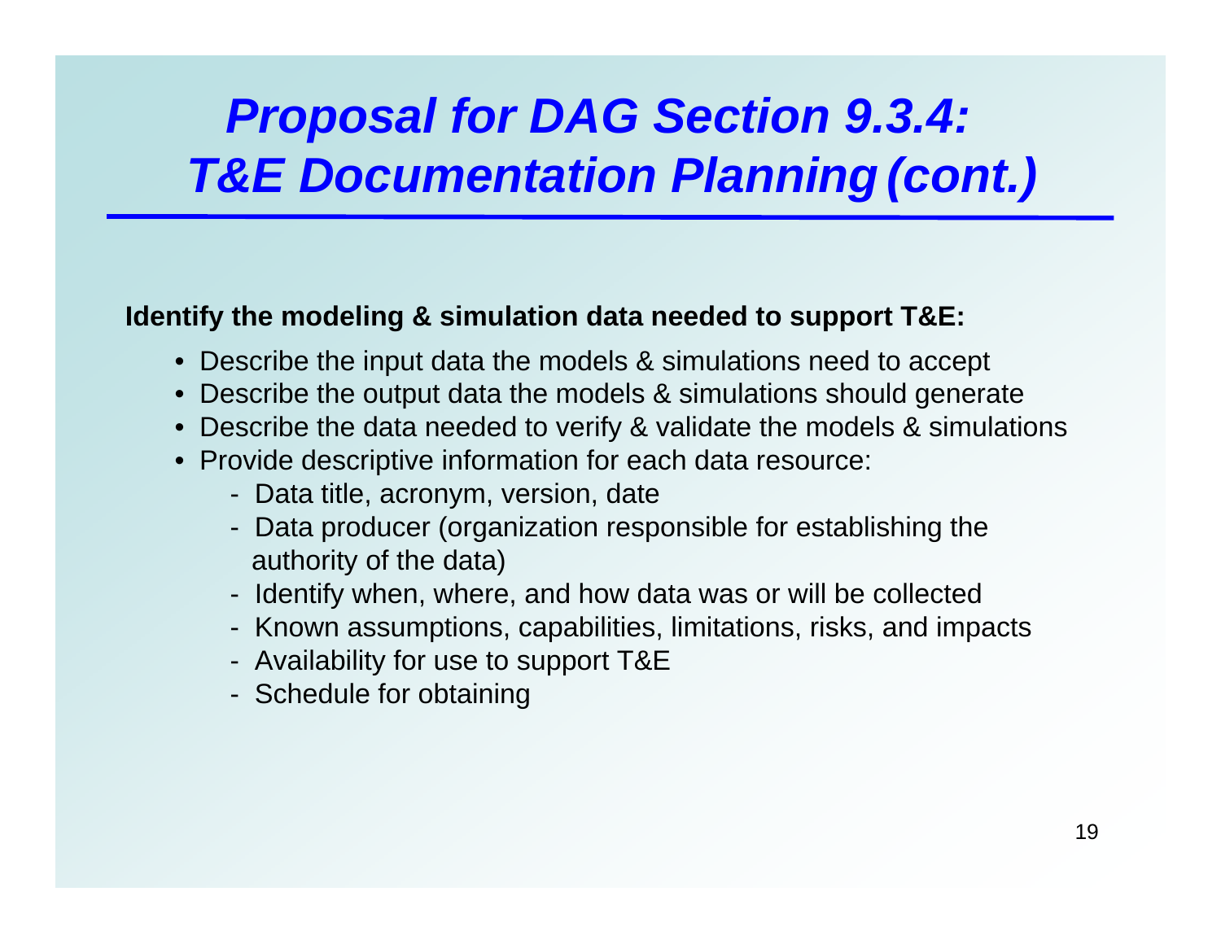# *Proposal for DAG Section 9.3.4: T&E Documentation Planning (cont.)*

**Identify the modeling & simulation data needed to support T&E:**

- Describe the input data the models & simulations need to accept
- Describe the output data the models & simulations should generate
- Describe the data needed to verify & validate the models & simulations
- Provide descriptive information for each data resource:
  - Data title, acronym, version, date
  - Data producer (organization responsible for establishing the authority of the data)
  - Identify when, where, and how data was or will be collected
  - Known assumptions, capabilities, limitations, risks, and impacts
  - Availability for use to support T&E
  - Schedule for obtaining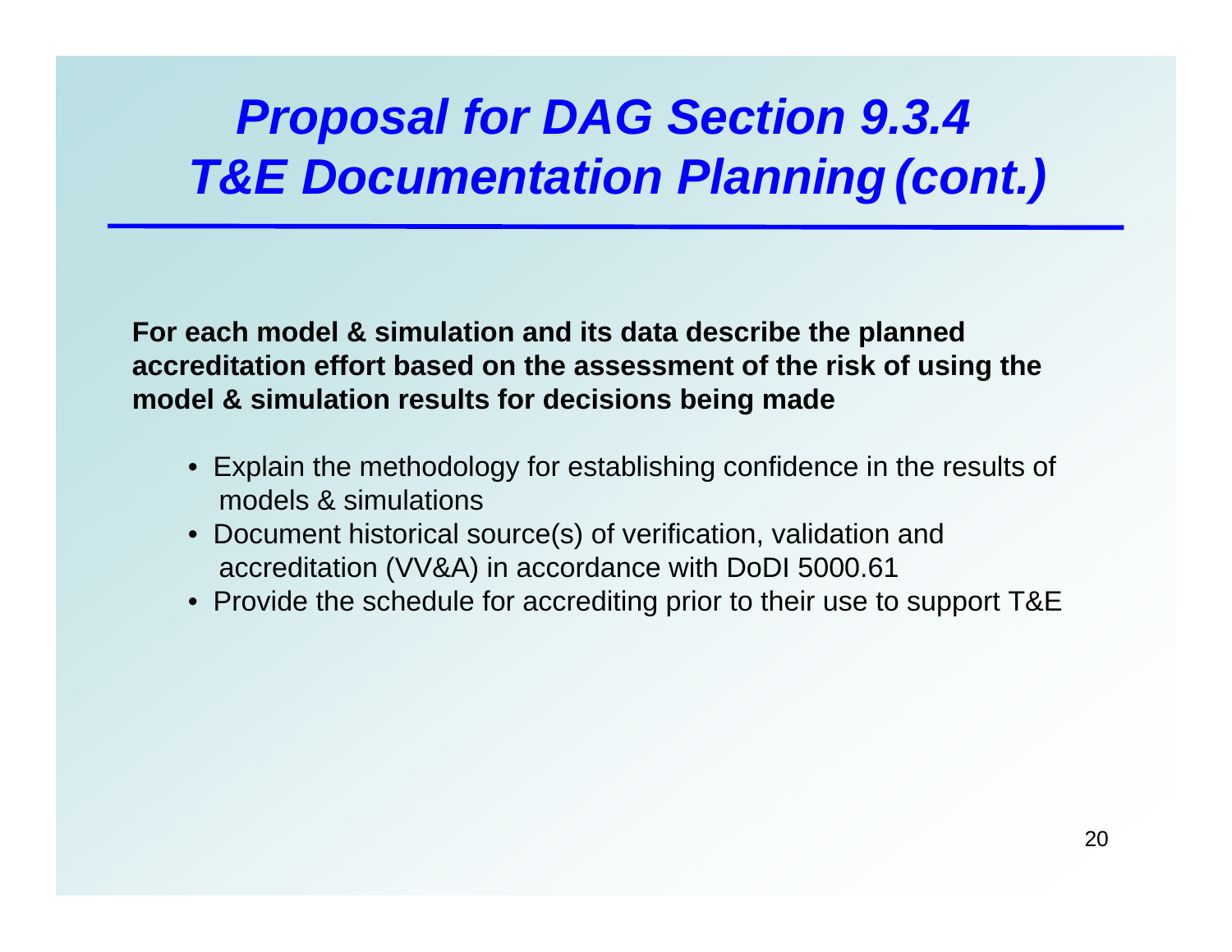# *Proposal for DAG Section 9.3.4 T&E Documentation Planning (cont.)*

**For each model & simulation and its data describe the planned accreditation effort based on the assessment of the risk of using the model & simulation results for decisions being made**

- Explain the methodology for establishing confidence in the results of models & simulations
- Document historical source(s) of verification, validation and accreditation (VV&A) in accordance with DoDI 5000.61
- Provide the schedule for accrediting prior to their use to support T&E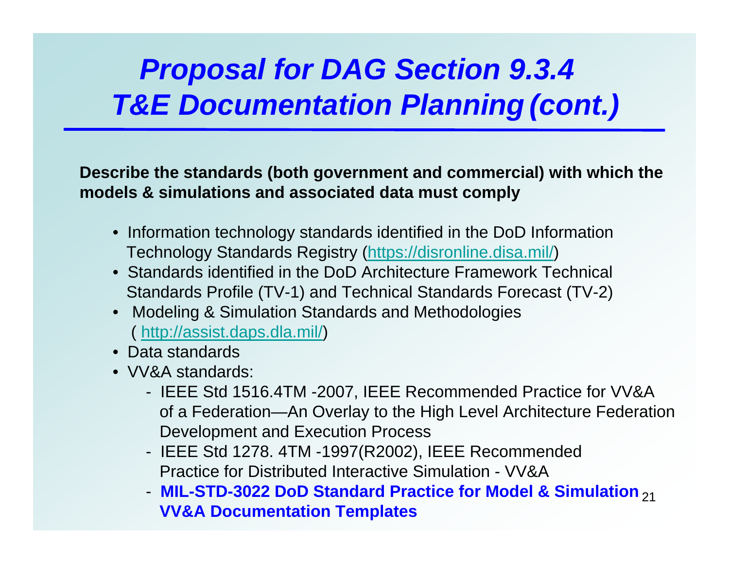# *Proposal for DAG Section 9.3.4 T&E Documentation Planning (cont.)*

**Describe the standards (both government and commercial) with which the models & simulations and associated data must comply**

- Information technology standards identified in the DoD Information Technology Standards Registry (https://disronline.disa.mil/)
- Standards identified in the DoD Architecture Framework Technical Standards Profile (TV-1) and Technical Standards Forecast (TV-2)
- Modeling & Simulation Standards and Methodologies ( http://assist.daps.dla.mil/)
- Data standards
- VV&A standards:
  - IEEE Std 1516.4TM -2007, IEEE Recommended Practice for VV&A of a Federation—An Overlay to the High Level Architecture Federation Development and Execution Process
  - IEEE Std 1278. 4TM -1997(R2002), IEEE Recommended Practice for Distributed Interactive Simulation - VV&A
  - **MIL-STD-3022 DoD Standard Practice for Model & Simulation VV&A Documentation Templates**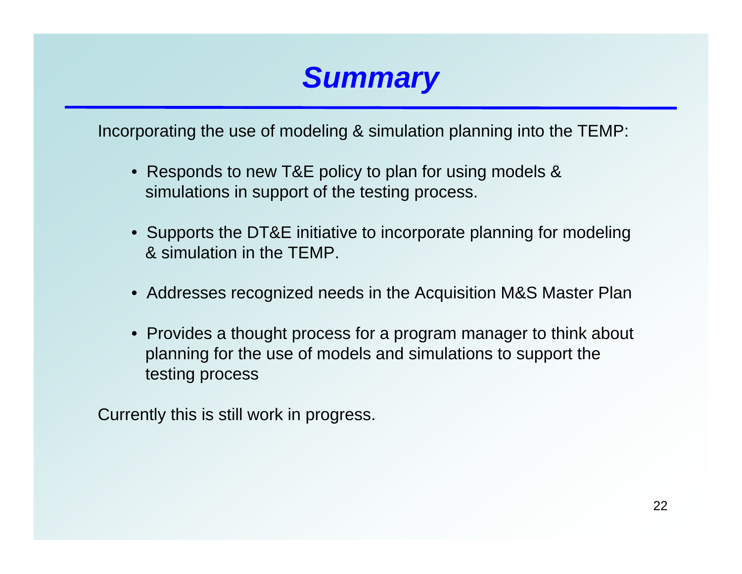# Summary

Incorporating the use of modeling & simulation planning into the TEMP:

- Responds to new T&E policy to plan for using models & simulations in support of the testing process.
- Supports the DT&E initiative to incorporate planning for modeling & simulation in the TEMP.
- Addresses recognized needs in the Acquisition M&S Master Plan
- Provides a thought process for a program manager to think about planning for the use of models and simulations to support the testing process

Currently this is still work in progress.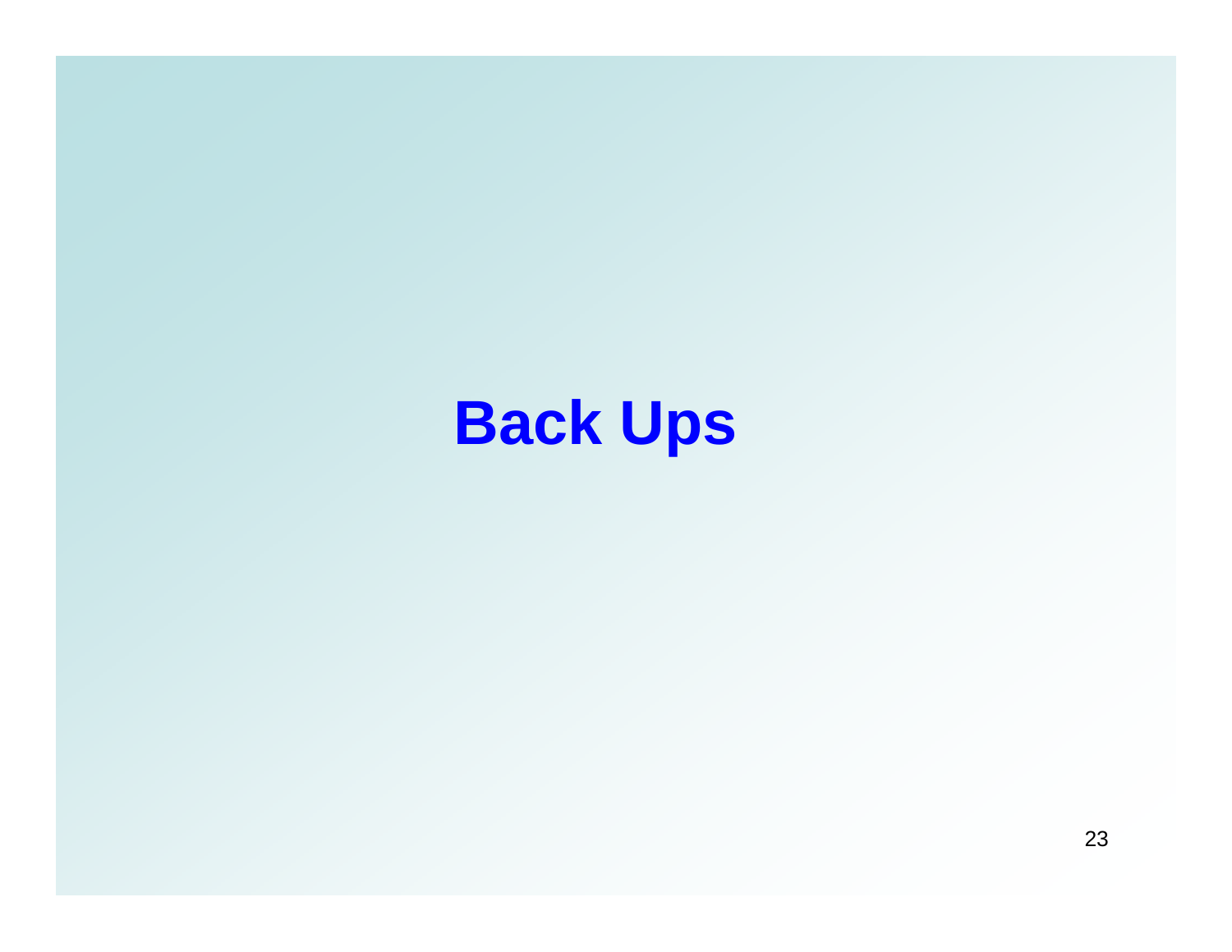# Back Ups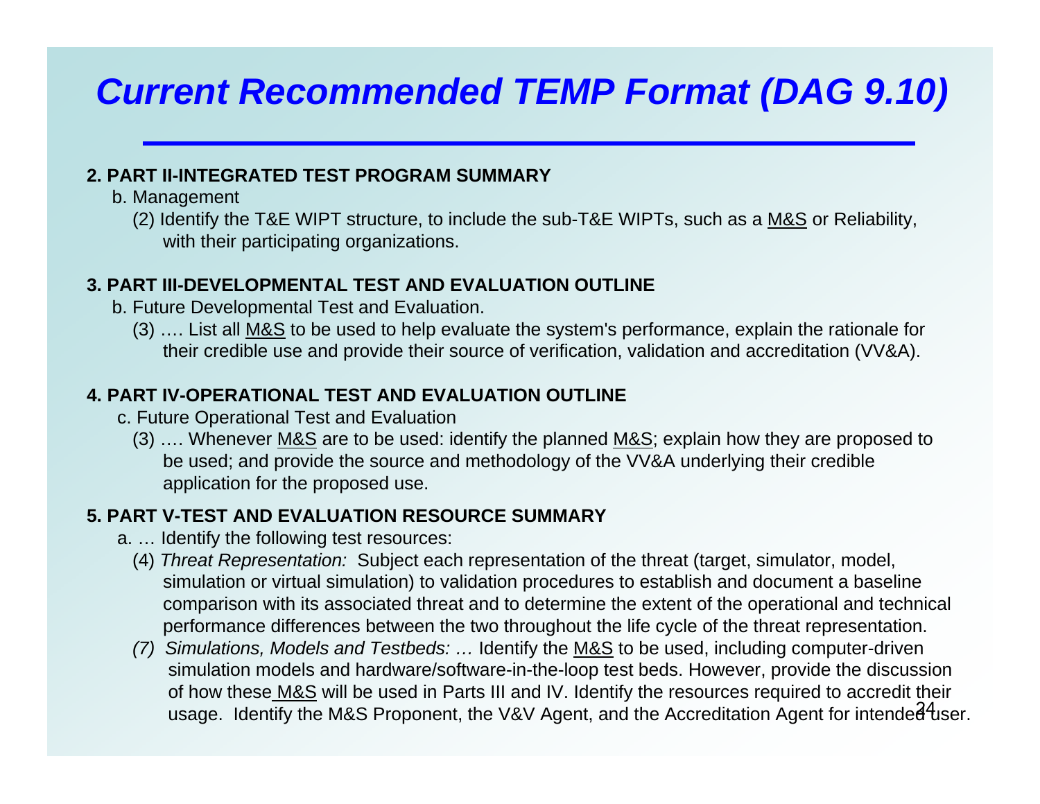# Current Recommended TEMP Format (DAG 9.10)

**2. PART II-INTEGRATED TEST PROGRAM SUMMARY**

b. Management

(2) Identify the T&E WIPT structure, to include the sub-T&E WIPTs, such as a M&S or Reliability, with their participating organizations.

**3. PART III-DEVELOPMENTAL TEST AND EVALUATION OUTLINE**

b. Future Developmental Test and Evaluation.

(3) …. List all M&S to be used to help evaluate the system's performance, explain the rationale for their credible use and provide their source of verification, validation and accreditation (VV&A).

**4. PART IV-OPERATIONAL TEST AND EVALUATION OUTLINE**

c. Future Operational Test and Evaluation

(3) …. Whenever M&S are to be used: identify the planned M&S; explain how they are proposed to be used; and provide the source and methodology of the VV&A underlying their credible application for the proposed use.

**5. PART V-TEST AND EVALUATION RESOURCE SUMMARY**

a. … Identify the following test resources:

(4) *Threat Representation:* Subject each representation of the threat (target, simulator, model, simulation or virtual simulation) to validation procedures to establish and document a baseline comparison with its associated threat and to determine the extent of the operational and technical performance differences between the two throughout the life cycle of the threat representation.

*(7) Simulations, Models and Testbeds: …* Identify the M&S to be used, including computer-driven simulation models and hardware/software-in-the-loop test beds. However, provide the discussion of how these M&S will be used in Parts III and IV. Identify the resources required to accredit their usage. Identify the M&S Proponent, the V&V Agent, and the Accreditation Agent for intended user.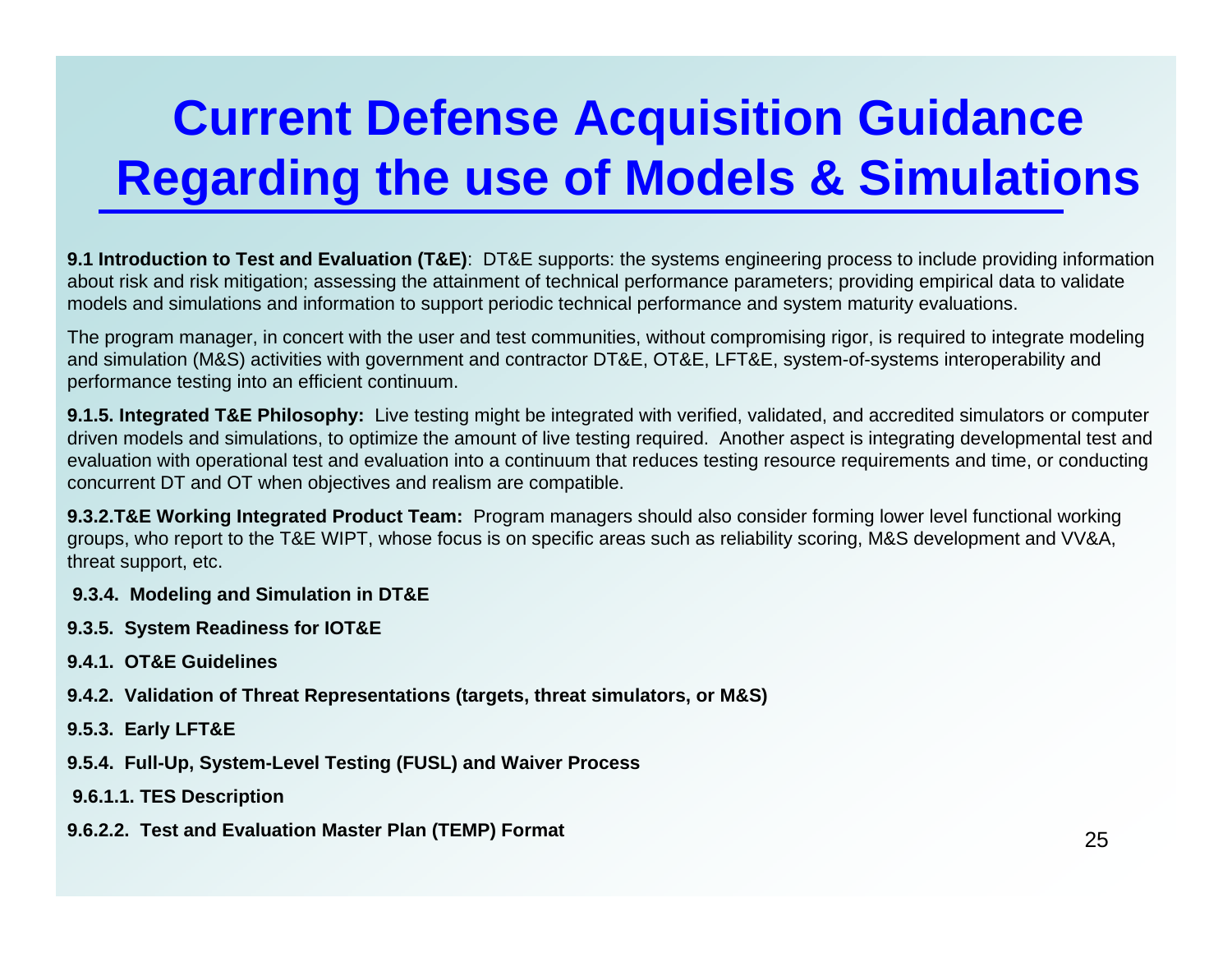# Current Defense Acquisition Guidance Regarding the use of Models & Simulations

**9.1 Introduction to Test and Evaluation (T&E)**: DT&E supports: the systems engineering process to include providing information about risk and risk mitigation; assessing the attainment of technical performance parameters; providing empirical data to validate models and simulations and information to support periodic technical performance and system maturity evaluations.

The program manager, in concert with the user and test communities, without compromising rigor, is required to integrate modeling and simulation (M&S) activities with government and contractor DT&E, OT&E, LFT&E, system-of-systems interoperability and performance testing into an efficient continuum.

**9.1.5. Integrated T&E Philosophy:** Live testing might be integrated with verified, validated, and accredited simulators or computer driven models and simulations, to optimize the amount of live testing required. Another aspect is integrating developmental test and evaluation with operational test and evaluation into a continuum that reduces testing resource requirements and time, or conducting concurrent DT and OT when objectives and realism are compatible.

**9.3.2.T&E Working Integrated Product Team:** Program managers should also consider forming lower level functional working groups, who report to the T&E WIPT, whose focus is on specific areas such as reliability scoring, M&S development and VV&A, threat support, etc.

**9.3.4. Modeling and Simulation in DT&E**

**9.3.5. System Readiness for IOT&E**

**9.4.1. OT&E Guidelines**

**9.4.2. Validation of Threat Representations (targets, threat simulators, or M&S)**

**9.5.3. Early LFT&E**

**9.5.4. Full-Up, System-Level Testing (FUSL) and Waiver Process**

**9.6.1.1. TES Description**

**9.6.2.2. Test and Evaluation Master Plan (TEMP) Format**